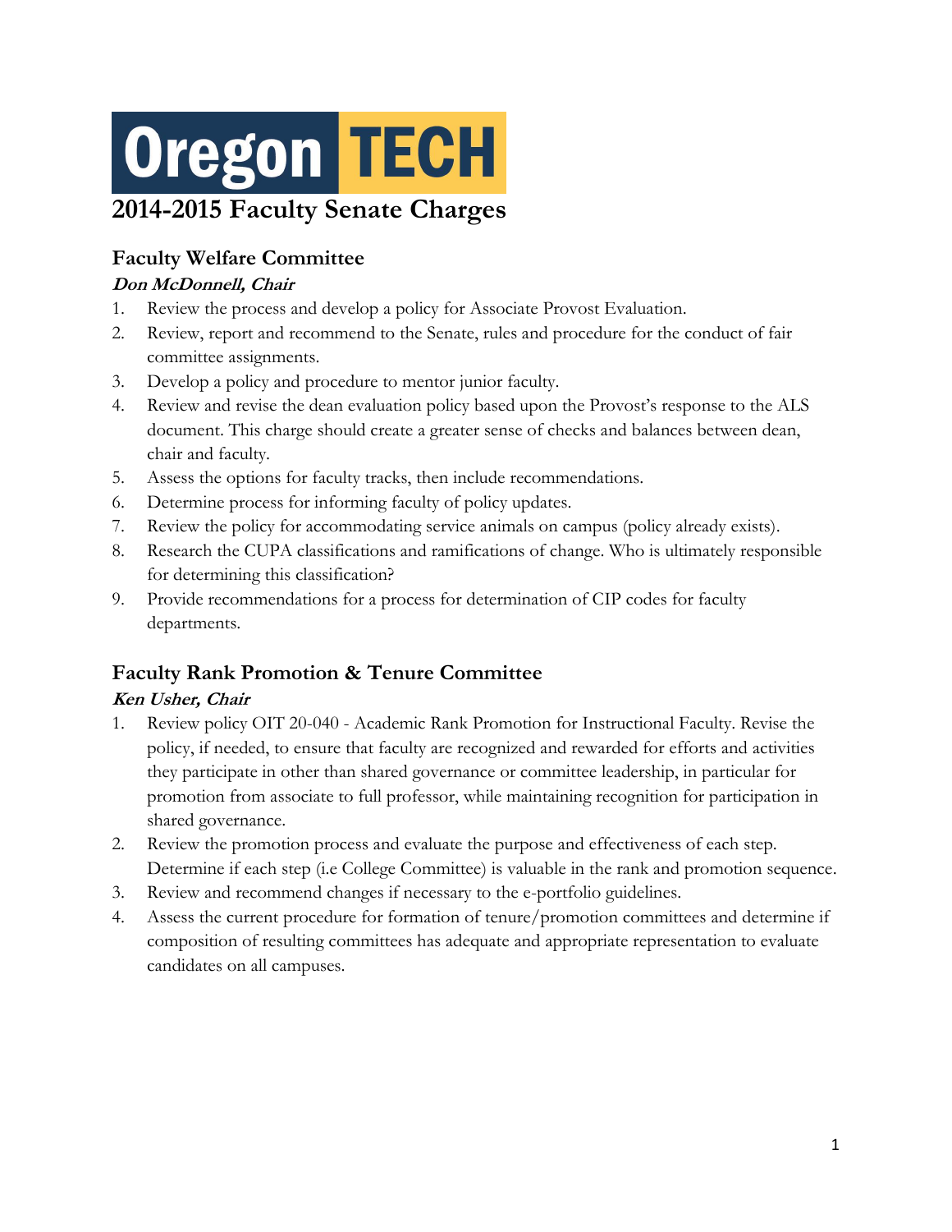# Oregon TECH

# 2014-2015 Faculty Senate Charges

## Faculty Welfare Committee

***Don McDonnell, Chair***

1. Review the process and develop a policy for Associate Provost Evaluation.
2. Review, report and recommend to the Senate, rules and procedure for the conduct of fair committee assignments.
3. Develop a policy and procedure to mentor junior faculty.
4. Review and revise the dean evaluation policy based upon the Provost's response to the ALS document. This charge should create a greater sense of checks and balances between dean, chair and faculty.
5. Assess the options for faculty tracks, then include recommendations.
6. Determine process for informing faculty of policy updates.
7. Review the policy for accommodating service animals on campus (policy already exists).
8. Research the CUPA classifications and ramifications of change. Who is ultimately responsible for determining this classification?
9. Provide recommendations for a process for determination of CIP codes for faculty departments.

## Faculty Rank Promotion & Tenure Committee

***Ken Usher, Chair***

1. Review policy OIT 20-040 - Academic Rank Promotion for Instructional Faculty. Revise the policy, if needed, to ensure that faculty are recognized and rewarded for efforts and activities they participate in other than shared governance or committee leadership, in particular for promotion from associate to full professor, while maintaining recognition for participation in shared governance.
2. Review the promotion process and evaluate the purpose and effectiveness of each step. Determine if each step (i.e College Committee) is valuable in the rank and promotion sequence.
3. Review and recommend changes if necessary to the e-portfolio guidelines.
4. Assess the current procedure for formation of tenure/promotion committees and determine if composition of resulting committees has adequate and appropriate representation to evaluate candidates on all campuses.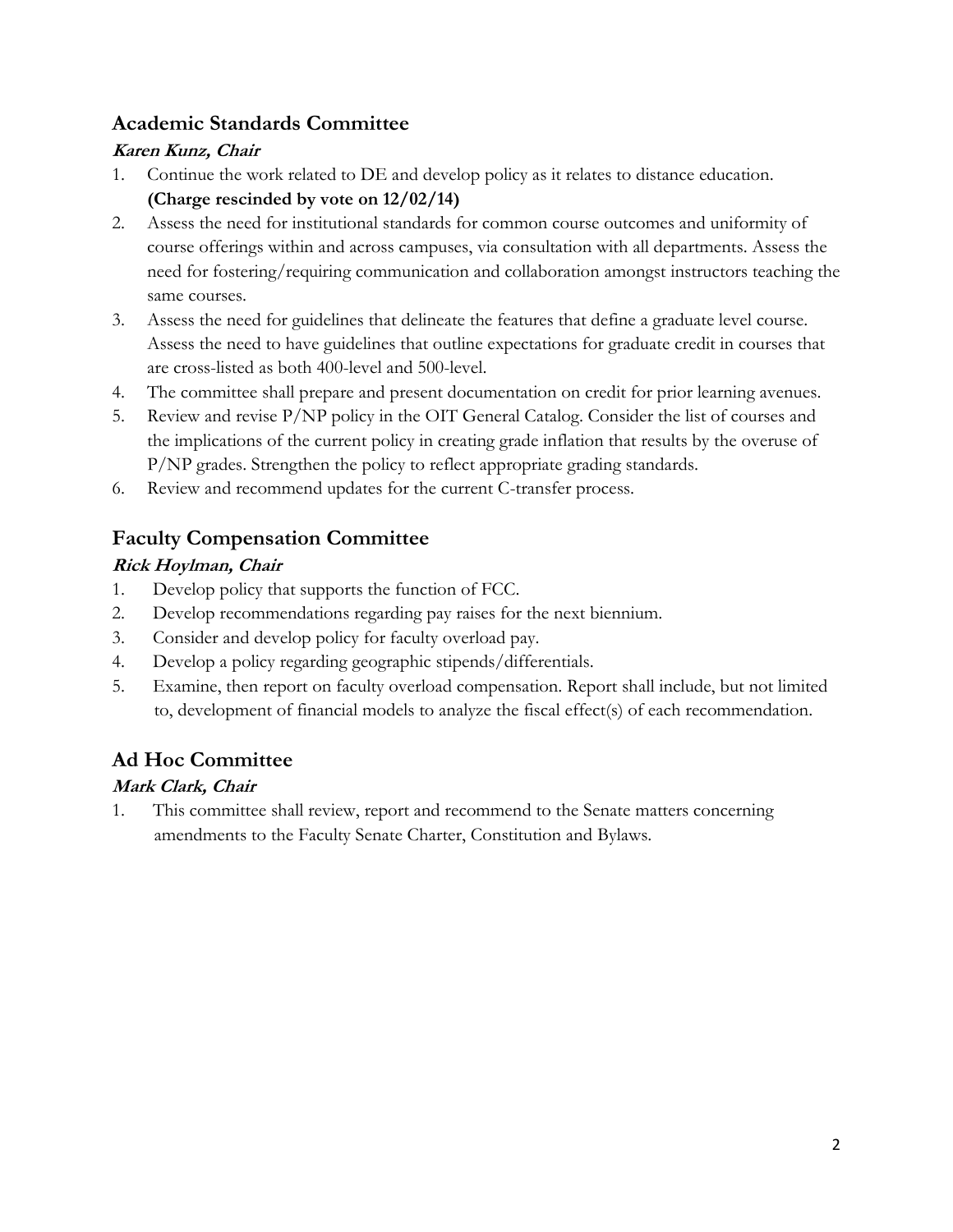## Academic Standards Committee

***Karen Kunz, Chair***

1. Continue the work related to DE and develop policy as it relates to distance education. **(Charge rescinded by vote on 12/02/14)**
2. Assess the need for institutional standards for common course outcomes and uniformity of course offerings within and across campuses, via consultation with all departments. Assess the need for fostering/requiring communication and collaboration amongst instructors teaching the same courses.
3. Assess the need for guidelines that delineate the features that define a graduate level course. Assess the need to have guidelines that outline expectations for graduate credit in courses that are cross-listed as both 400-level and 500-level.
4. The committee shall prepare and present documentation on credit for prior learning avenues.
5. Review and revise P/NP policy in the OIT General Catalog. Consider the list of courses and the implications of the current policy in creating grade inflation that results by the overuse of P/NP grades. Strengthen the policy to reflect appropriate grading standards.
6. Review and recommend updates for the current C-transfer process.

## Faculty Compensation Committee

***Rick Hoylman, Chair***

1. Develop policy that supports the function of FCC.
2. Develop recommendations regarding pay raises for the next biennium.
3. Consider and develop policy for faculty overload pay.
4. Develop a policy regarding geographic stipends/differentials.
5. Examine, then report on faculty overload compensation. Report shall include, but not limited to, development of financial models to analyze the fiscal effect(s) of each recommendation.

## Ad Hoc Committee

***Mark Clark, Chair***

1. This committee shall review, report and recommend to the Senate matters concerning amendments to the Faculty Senate Charter, Constitution and Bylaws.